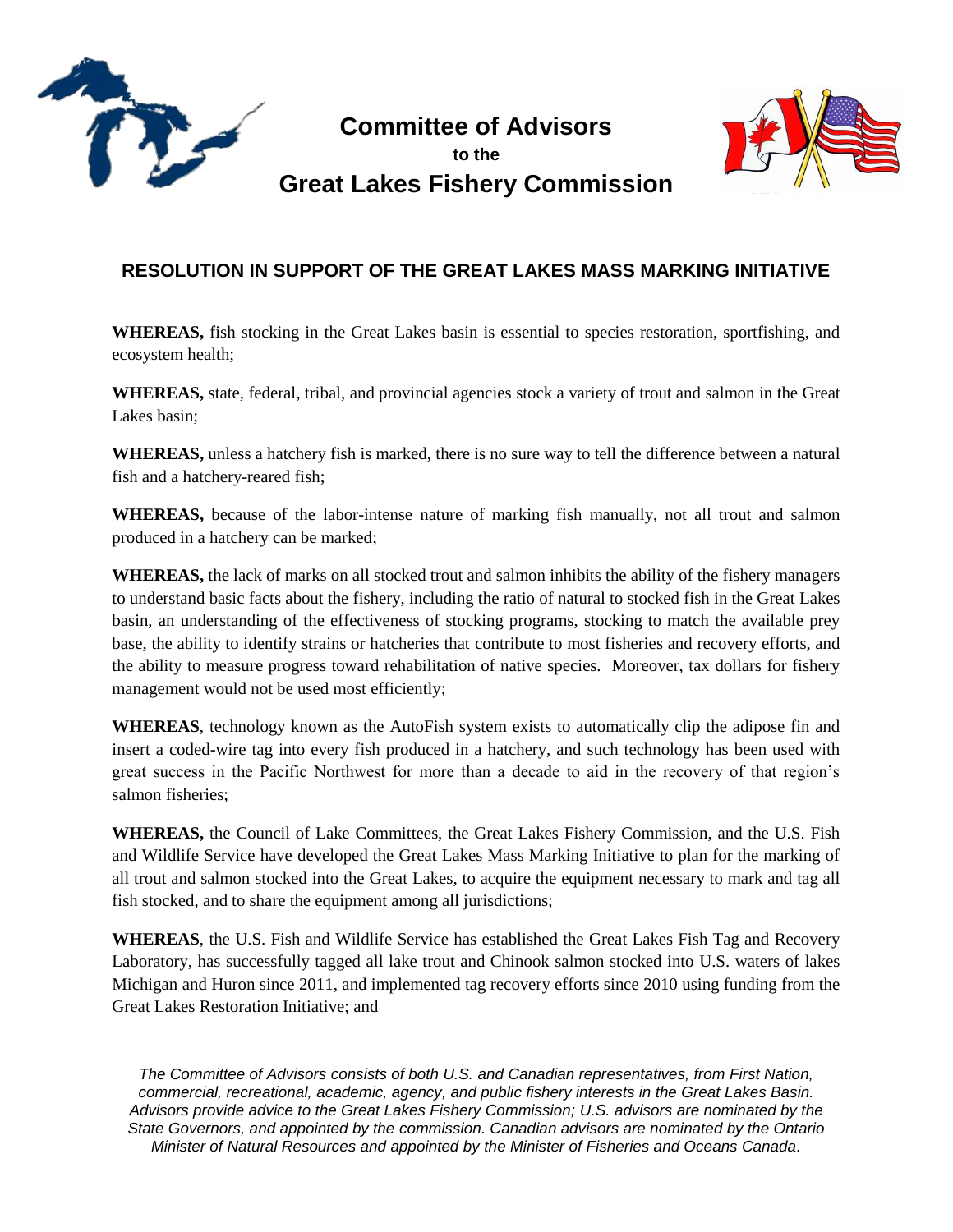# Committee of Advisors

**to the**

# Great Lakes Fishery Commission

## RESOLUTION IN SUPPORT OF THE GREAT LAKES MASS MARKING INITIATIVE

**WHEREAS,** fish stocking in the Great Lakes basin is essential to species restoration, sportfishing, and ecosystem health;

**WHEREAS,** state, federal, tribal, and provincial agencies stock a variety of trout and salmon in the Great Lakes basin;

**WHEREAS,** unless a hatchery fish is marked, there is no sure way to tell the difference between a natural fish and a hatchery-reared fish;

**WHEREAS,** because of the labor-intense nature of marking fish manually, not all trout and salmon produced in a hatchery can be marked;

**WHEREAS,** the lack of marks on all stocked trout and salmon inhibits the ability of the fishery managers to understand basic facts about the fishery, including the ratio of natural to stocked fish in the Great Lakes basin, an understanding of the effectiveness of stocking programs, stocking to match the available prey base, the ability to identify strains or hatcheries that contribute to most fisheries and recovery efforts, and the ability to measure progress toward rehabilitation of native species. Moreover, tax dollars for fishery management would not be used most efficiently;

**WHEREAS**, technology known as the AutoFish system exists to automatically clip the adipose fin and insert a coded-wire tag into every fish produced in a hatchery, and such technology has been used with great success in the Pacific Northwest for more than a decade to aid in the recovery of that region's salmon fisheries;

**WHEREAS,** the Council of Lake Committees, the Great Lakes Fishery Commission, and the U.S. Fish and Wildlife Service have developed the Great Lakes Mass Marking Initiative to plan for the marking of all trout and salmon stocked into the Great Lakes, to acquire the equipment necessary to mark and tag all fish stocked, and to share the equipment among all jurisdictions;

**WHEREAS**, the U.S. Fish and Wildlife Service has established the Great Lakes Fish Tag and Recovery Laboratory, has successfully tagged all lake trout and Chinook salmon stocked into U.S. waters of lakes Michigan and Huron since 2011, and implemented tag recovery efforts since 2010 using funding from the Great Lakes Restoration Initiative; and

*The Committee of Advisors consists of both U.S. and Canadian representatives, from First Nation, commercial, recreational, academic, agency, and public fishery interests in the Great Lakes Basin. Advisors provide advice to the Great Lakes Fishery Commission; U.S. advisors are nominated by the State Governors, and appointed by the commission. Canadian advisors are nominated by the Ontario Minister of Natural Resources and appointed by the Minister of Fisheries and Oceans Canada.*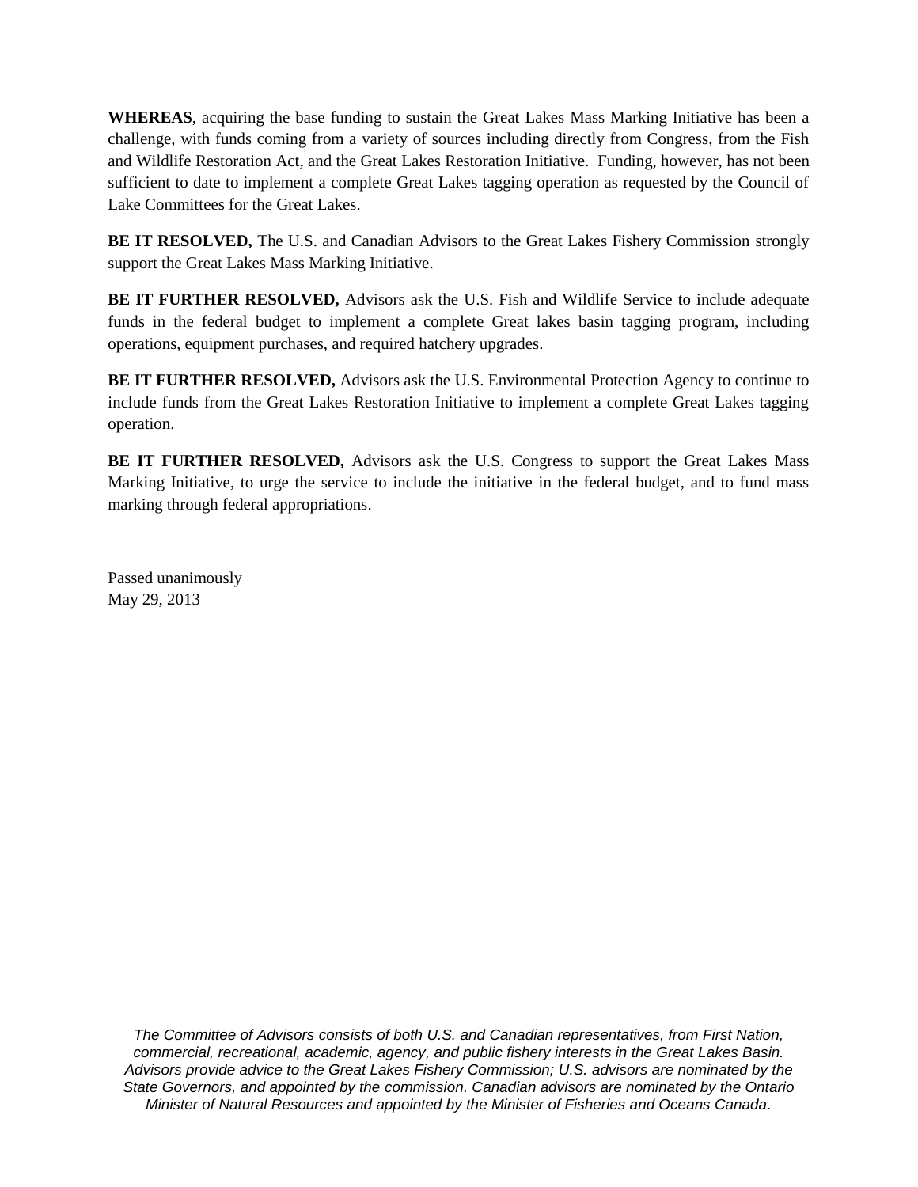**WHEREAS**, acquiring the base funding to sustain the Great Lakes Mass Marking Initiative has been a challenge, with funds coming from a variety of sources including directly from Congress, from the Fish and Wildlife Restoration Act, and the Great Lakes Restoration Initiative. Funding, however, has not been sufficient to date to implement a complete Great Lakes tagging operation as requested by the Council of Lake Committees for the Great Lakes.

**BE IT RESOLVED,** The U.S. and Canadian Advisors to the Great Lakes Fishery Commission strongly support the Great Lakes Mass Marking Initiative.

**BE IT FURTHER RESOLVED,** Advisors ask the U.S. Fish and Wildlife Service to include adequate funds in the federal budget to implement a complete Great lakes basin tagging program, including operations, equipment purchases, and required hatchery upgrades.

**BE IT FURTHER RESOLVED,** Advisors ask the U.S. Environmental Protection Agency to continue to include funds from the Great Lakes Restoration Initiative to implement a complete Great Lakes tagging operation.

**BE IT FURTHER RESOLVED,** Advisors ask the U.S. Congress to support the Great Lakes Mass Marking Initiative, to urge the service to include the initiative in the federal budget, and to fund mass marking through federal appropriations.

Passed unanimously
May 29, 2013

*The Committee of Advisors consists of both U.S. and Canadian representatives, from First Nation, commercial, recreational, academic, agency, and public fishery interests in the Great Lakes Basin. Advisors provide advice to the Great Lakes Fishery Commission; U.S. advisors are nominated by the State Governors, and appointed by the commission. Canadian advisors are nominated by the Ontario Minister of Natural Resources and appointed by the Minister of Fisheries and Oceans Canada.*